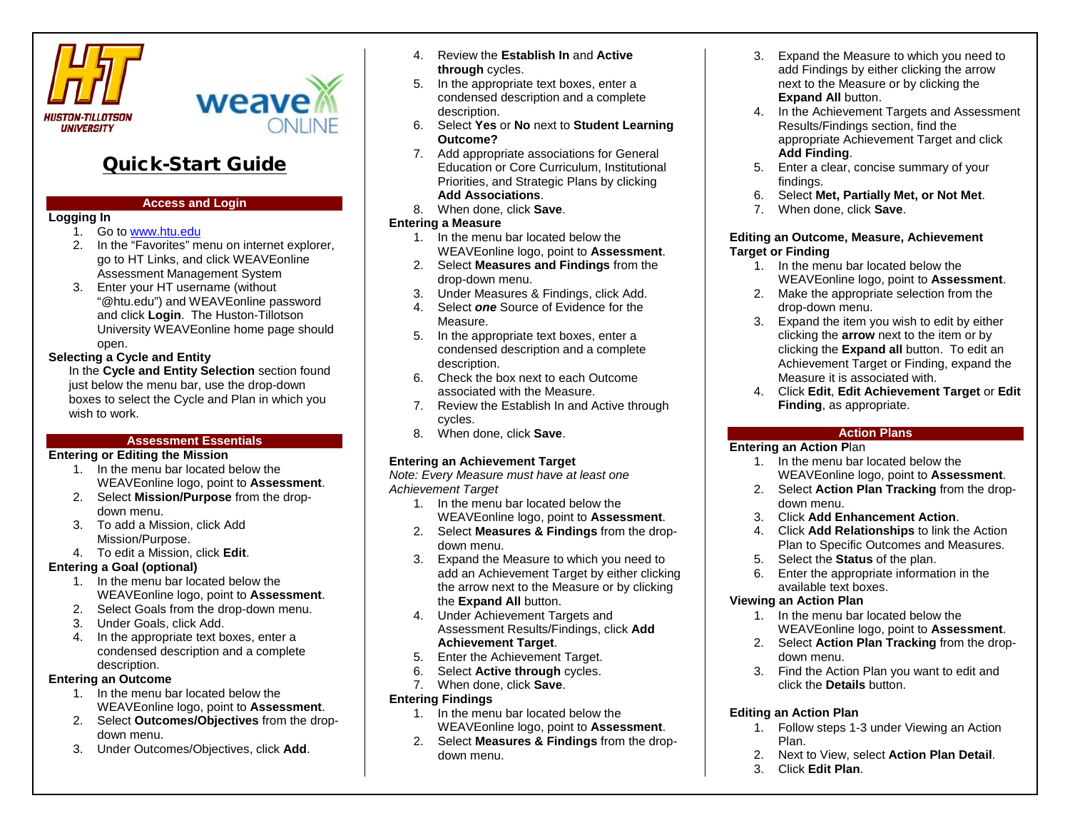HUSTON-TILLOTSON UNIVERSITY

weave ONLINE

# Quick-Start Guide

## Access and Login

### Logging In

1. Go to www.htu.edu
2. In the "Favorites" menu on internet explorer, go to HT Links, and click WEAVEonline Assessment Management System
3. Enter your HT username (without "@htu.edu") and WEAVEonline password and click **Login**. The Huston-Tillotson University WEAVEonline home page should open.

### Selecting a Cycle and Entity

In the **Cycle and Entity Selection** section found just below the menu bar, use the drop-down boxes to select the Cycle and Plan in which you wish to work.

## Assessment Essentials

### Entering or Editing the Mission

1. In the menu bar located below the WEAVEonline logo, point to **Assessment**.
2. Select **Mission/Purpose** from the drop-down menu.
3. To add a Mission, click Add Mission/Purpose.
4. To edit a Mission, click **Edit**.

### Entering a Goal (optional)

1. In the menu bar located below the WEAVEonline logo, point to **Assessment**.
2. Select Goals from the drop-down menu.
3. Under Goals, click Add.
4. In the appropriate text boxes, enter a condensed description and a complete description.

### Entering an Outcome

1. In the menu bar located below the WEAVEonline logo, point to **Assessment**.
2. Select **Outcomes/Objectives** from the drop-down menu.
3. Under Outcomes/Objectives, click **Add**.
4. Review the **Establish In** and **Active through** cycles.
5. In the appropriate text boxes, enter a condensed description and a complete description.
6. Select **Yes** or **No** next to **Student Learning Outcome?**
7. Add appropriate associations for General Education or Core Curriculum, Institutional Priorities, and Strategic Plans by clicking **Add Associations**.
8. When done, click **Save**.

### Entering a Measure

1. In the menu bar located below the WEAVEonline logo, point to **Assessment**.
2. Select **Measures and Findings** from the drop-down menu.
3. Under Measures & Findings, click Add.
4. Select ***one*** Source of Evidence for the Measure.
5. In the appropriate text boxes, enter a condensed description and a complete description.
6. Check the box next to each Outcome associated with the Measure.
7. Review the Establish In and Active through cycles.
8. When done, click **Save**.

### Entering an Achievement Target

*Note: Every Measure must have at least one Achievement Target*

1. In the menu bar located below the WEAVEonline logo, point to **Assessment**.
2. Select **Measures & Findings** from the drop-down menu.
3. Expand the Measure to which you need to add an Achievement Target by either clicking the arrow next to the Measure or by clicking the **Expand All** button.
4. Under Achievement Targets and Assessment Results/Findings, click **Add Achievement Target**.
5. Enter the Achievement Target.
6. Select **Active through** cycles.
7. When done, click **Save**.

### Entering Findings

1. In the menu bar located below the WEAVEonline logo, point to **Assessment**.
2. Select **Measures & Findings** from the drop-down menu.
3. Expand the Measure to which you need to add Findings by either clicking the arrow next to the Measure or by clicking the **Expand All** button.
4. In the Achievement Targets and Assessment Results/Findings section, find the appropriate Achievement Target and click **Add Finding**.
5. Enter a clear, concise summary of your findings.
6. Select **Met, Partially Met, or Not Met**.
7. When done, click **Save**.

### Editing an Outcome, Measure, Achievement Target or Finding

1. In the menu bar located below the WEAVEonline logo, point to **Assessment**.
2. Make the appropriate selection from the drop-down menu.
3. Expand the item you wish to edit by either clicking the **arrow** next to the item or by clicking the **Expand all** button. To edit an Achievement Target or Finding, expand the Measure it is associated with.
4. Click **Edit**, **Edit Achievement Target** or **Edit Finding**, as appropriate.

## Action Plans

### Entering an Action Plan

1. In the menu bar located below the WEAVEonline logo, point to **Assessment**.
2. Select **Action Plan Tracking** from the drop-down menu.
3. Click **Add Enhancement Action**.
4. Click **Add Relationships** to link the Action Plan to Specific Outcomes and Measures.
5. Select the **Status** of the plan.
6. Enter the appropriate information in the available text boxes.

### Viewing an Action Plan

1. In the menu bar located below the WEAVEonline logo, point to **Assessment**.
2. Select **Action Plan Tracking** from the drop-down menu.
3. Find the Action Plan you want to edit and click the **Details** button.

### Editing an Action Plan

1. Follow steps 1-3 under Viewing an Action Plan.
2. Next to View, select **Action Plan Detail**.
3. Click **Edit Plan**.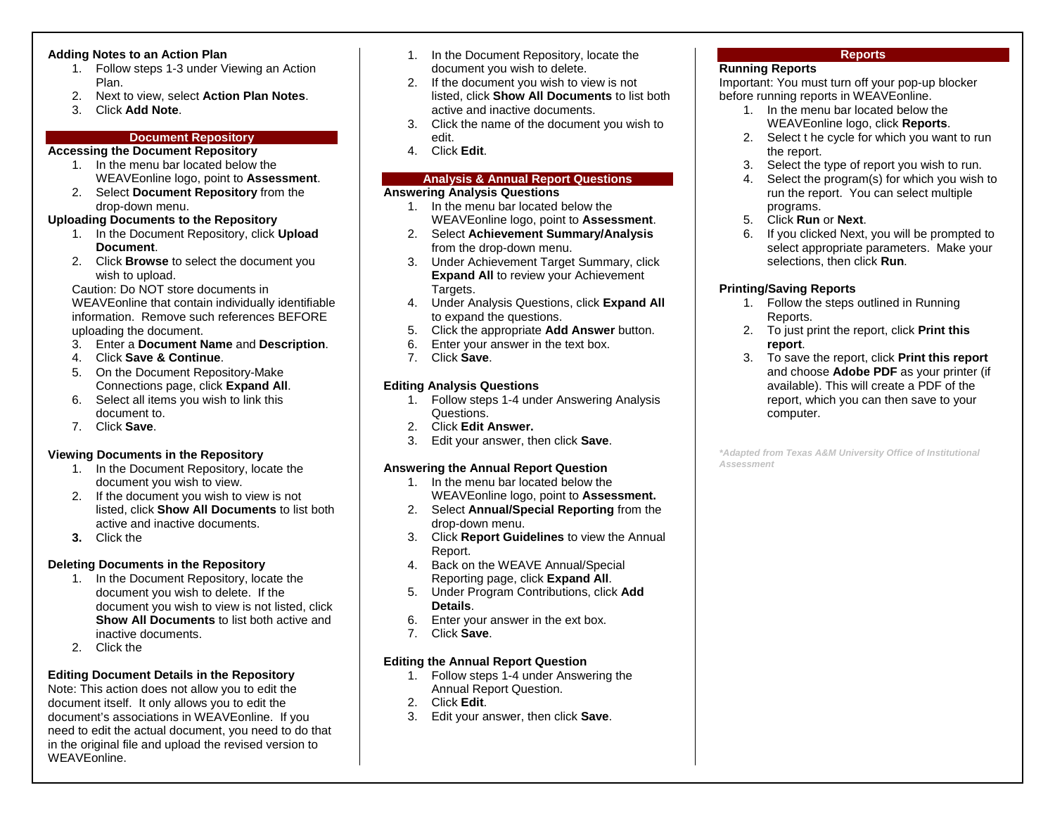### Adding Notes to an Action Plan

1. Follow steps 1-3 under Viewing an Action Plan.
2. Next to view, select **Action Plan Notes**.
3. Click **Add Note**.

## Document Repository

### Accessing the Document Repository

1. In the menu bar located below the WEAVEonline logo, point to **Assessment**.
2. Select **Document Repository** from the drop-down menu.

### Uploading Documents to the Repository

1. In the Document Repository, click **Upload Document**.
2. Click **Browse** to select the document you wish to upload.

Caution: Do NOT store documents in WEAVEonline that contain individually identifiable information. Remove such references BEFORE uploading the document.

3. Enter a **Document Name** and **Description**.
4. Click **Save & Continue**.
5. On the Document Repository-Make Connections page, click **Expand All**.
6. Select all items you wish to link this document to.
7. Click **Save**.

### Viewing Documents in the Repository

1. In the Document Repository, locate the document you wish to view.
2. If the document you wish to view is not listed, click **Show All Documents** to list both active and inactive documents.
3. Click the

### Deleting Documents in the Repository

1. In the Document Repository, locate the document you wish to delete. If the document you wish to view is not listed, click **Show All Documents** to list both active and inactive documents.
2. Click the

### Editing Document Details in the Repository

Note: This action does not allow you to edit the document itself. It only allows you to edit the document's associations in WEAVEonline. If you need to edit the actual document, you need to do that in the original file and upload the revised version to WEAVEonline.

1. In the Document Repository, locate the document you wish to delete.
2. If the document you wish to view is not listed, click **Show All Documents** to list both active and inactive documents.
3. Click the name of the document you wish to edit.
4. Click **Edit**.

## Analysis & Annual Report Questions

### Answering Analysis Questions

1. In the menu bar located below the WEAVEonline logo, point to **Assessment**.
2. Select **Achievement Summary/Analysis** from the drop-down menu.
3. Under Achievement Target Summary, click **Expand All** to review your Achievement Targets.
4. Under Analysis Questions, click **Expand All** to expand the questions.
5. Click the appropriate **Add Answer** button.
6. Enter your answer in the text box.
7. Click **Save**.

### Editing Analysis Questions

1. Follow steps 1-4 under Answering Analysis Questions.
2. Click **Edit Answer.**
3. Edit your answer, then click **Save**.

### Answering the Annual Report Question

1. In the menu bar located below the WEAVEonline logo, point to **Assessment.**
2. Select **Annual/Special Reporting** from the drop-down menu.
3. Click **Report Guidelines** to view the Annual Report.
4. Back on the WEAVE Annual/Special Reporting page, click **Expand All**.
5. Under Program Contributions, click **Add Details**.
6. Enter your answer in the ext box.
7. Click **Save**.

### Editing the Annual Report Question

1. Follow steps 1-4 under Answering the Annual Report Question.
2. Click **Edit**.
3. Edit your answer, then click **Save**.

## Reports

### Running Reports

Important: You must turn off your pop-up blocker before running reports in WEAVEonline.

1. In the menu bar located below the WEAVEonline logo, click **Reports**.
2. Select t he cycle for which you want to run the report.
3. Select the type of report you wish to run.
4. Select the program(s) for which you wish to run the report. You can select multiple programs.
5. Click **Run** or **Next**.
6. If you clicked Next, you will be prompted to select appropriate parameters. Make your selections, then click **Run**.

### Printing/Saving Reports

1. Follow the steps outlined in Running Reports.
2. To just print the report, click **Print this report**.
3. To save the report, click **Print this report** and choose **Adobe PDF** as your printer (if available). This will create a PDF of the report, which you can then save to your computer.

***Adapted from Texas A&M University Office of Institutional Assessment***